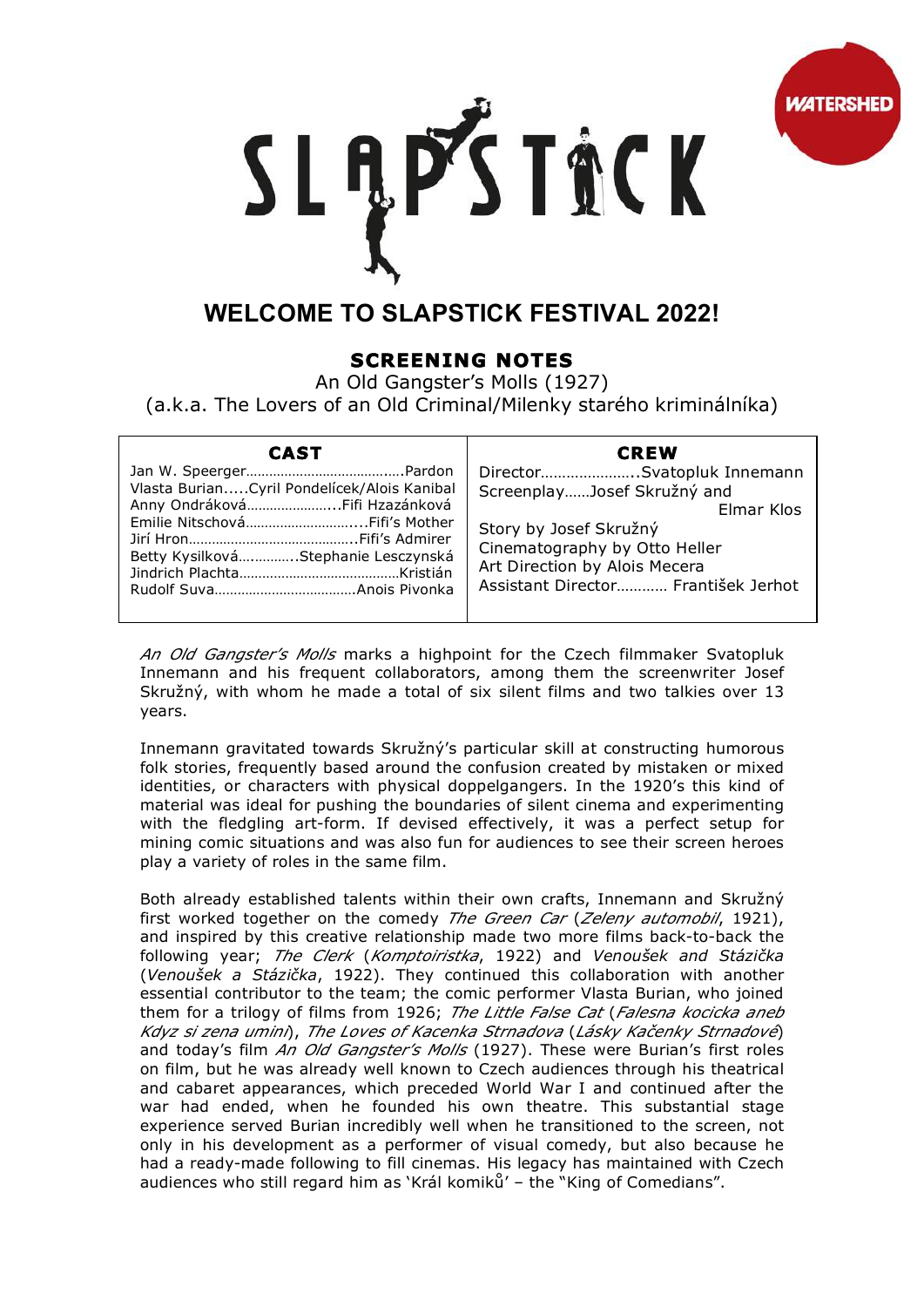# SLAPSTICK

WATERSHED

## WELCOME TO SLAPSTICK FESTIVAL 2022!

### SCREENING NOTES

An Old Gangster's Molls (1927)
(a.k.a. The Lovers of an Old Criminal/Milenky starého kriminálníka)

| CAST | CREW |
|---|---|
| Jan W. Speerger……………………………….Pardon<br>Vlasta Burian.....Cyril Pondelícek/Alois Kanibal<br>Anny Ondráková…………………...Fifi Hzazánková<br>Emilie Nitschová………………………...Fifi's Mother<br>Jirí Hron……………………………………..Fifi's Admirer<br>Betty Kysilková…………..Stephanie Lesczynská<br>Jindrich Plachta……………………………………Kristián<br>Rudolf Suva……………………………….Anois Pivonka | Director…………………..Svatopluk Innemann<br>Screenplay……Josef Skružný and Elmar Klos<br>Story by Josef Skružný<br>Cinematography by Otto Heller<br>Art Direction by Alois Mecera<br>Assistant Director………. František Jerhot |

*An Old Gangster's Molls* marks a highpoint for the Czech filmmaker Svatopluk Innemann and his frequent collaborators, among them the screenwriter Josef Skružný, with whom he made a total of six silent films and two talkies over 13 years.

Innemann gravitated towards Skružný's particular skill at constructing humorous folk stories, frequently based around the confusion created by mistaken or mixed identities, or characters with physical doppelgangers. In the 1920's this kind of material was ideal for pushing the boundaries of silent cinema and experimenting with the fledgling art-form. If devised effectively, it was a perfect setup for mining comic situations and was also fun for audiences to see their screen heroes play a variety of roles in the same film.

Both already established talents within their own crafts, Innemann and Skružný first worked together on the comedy *The Green Car* (*Zeleny automobil*, 1921), and inspired by this creative relationship made two more films back-to-back the following year; *The Clerk* (*Komptoiristka*, 1922) and *Venoušek and Stázička* (*Venoušek a Stázička*, 1922). They continued this collaboration with another essential contributor to the team; the comic performer Vlasta Burian, who joined them for a trilogy of films from 1926; *The Little False Cat* (*Falesna kocicka aneb Kdyz si zena umini*), *The Loves of Kacenka Strnadova* (*Lásky Kačenky Strnadové*) and today's film *An Old Gangster's Molls* (1927). These were Burian's first roles on film, but he was already well known to Czech audiences through his theatrical and cabaret appearances, which preceded World War I and continued after the war had ended, when he founded his own theatre. This substantial stage experience served Burian incredibly well when he transitioned to the screen, not only in his development as a performer of visual comedy, but also because he had a ready-made following to fill cinemas. His legacy has maintained with Czech audiences who still regard him as 'Král komiků' – the "King of Comedians".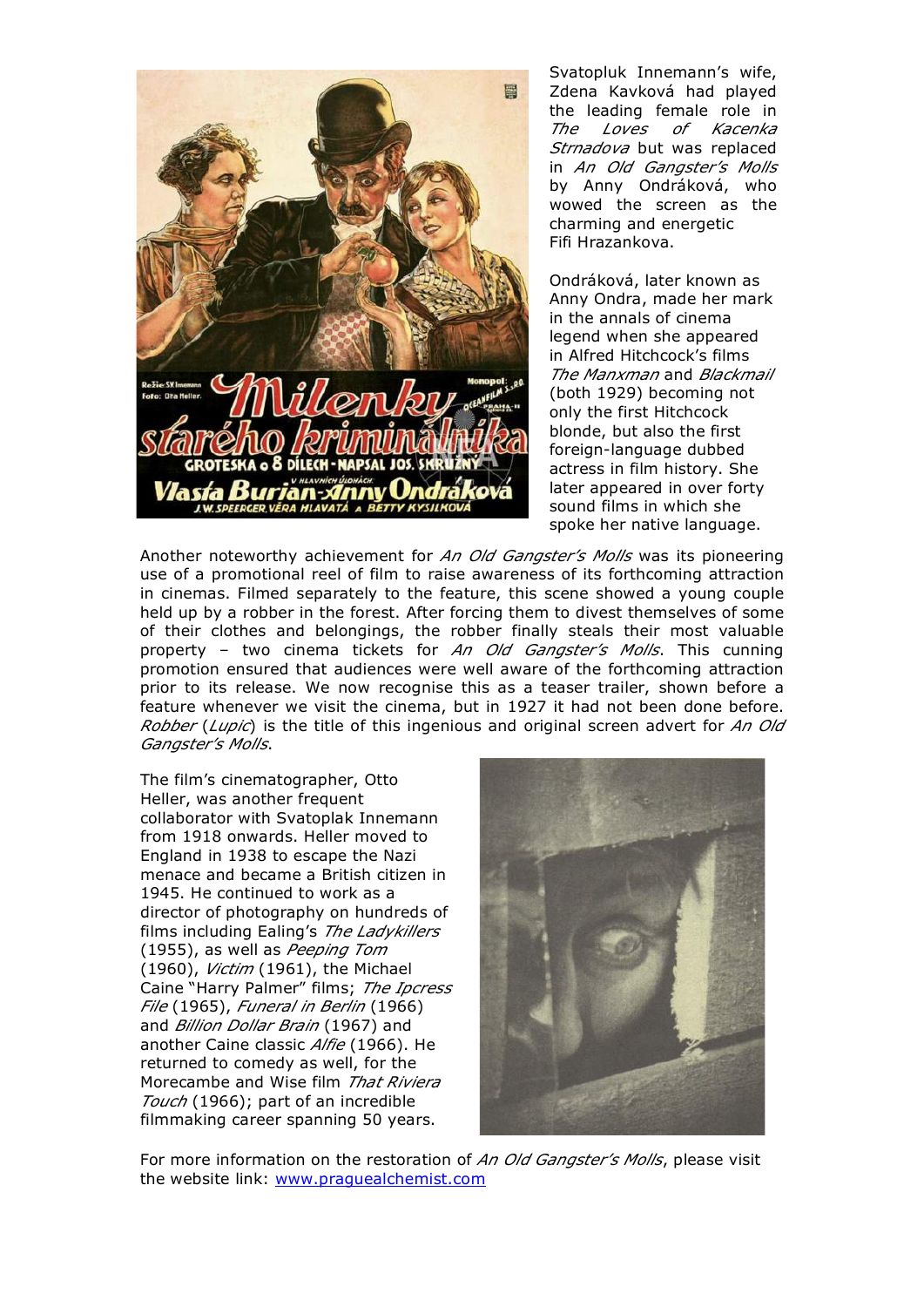Svatopluk Innemann's wife, Zdena Kavková had played the leading female role in *The Loves of Kacenka Strnadova* but was replaced in *An Old Gangster's Molls* by Anny Ondráková, who wowed the screen as the charming and energetic Fifi Hrazankova.

Ondráková, later known as Anny Ondra, made her mark in the annals of cinema legend when she appeared in Alfred Hitchcock's films *The Manxman* and *Blackmail* (both 1929) becoming not only the first Hitchcock blonde, but also the first foreign-language dubbed actress in film history. She later appeared in over forty sound films in which she spoke her native language.

Another noteworthy achievement for *An Old Gangster's Molls* was its pioneering use of a promotional reel of film to raise awareness of its forthcoming attraction in cinemas. Filmed separately to the feature, this scene showed a young couple held up by a robber in the forest. After forcing them to divest themselves of some of their clothes and belongings, the robber finally steals their most valuable property – two cinema tickets for *An Old Gangster's Molls*. This cunning promotion ensured that audiences were well aware of the forthcoming attraction prior to its release. We now recognise this as a teaser trailer, shown before a feature whenever we visit the cinema, but in 1927 it had not been done before. *Robber* (*Lupic*) is the title of this ingenious and original screen advert for *An Old Gangster's Molls*.

The film's cinematographer, Otto Heller, was another frequent collaborator with Svatoplak Innemann from 1918 onwards. Heller moved to England in 1938 to escape the Nazi menace and became a British citizen in 1945. He continued to work as a director of photography on hundreds of films including Ealing's *The Ladykillers* (1955), as well as *Peeping Tom* (1960), *Victim* (1961), the Michael Caine "Harry Palmer" films; *The Ipcress File* (1965), *Funeral in Berlin* (1966) and *Billion Dollar Brain* (1967) and another Caine classic *Alfie* (1966). He returned to comedy as well, for the Morecambe and Wise film *That Riviera Touch* (1966); part of an incredible filmmaking career spanning 50 years.

For more information on the restoration of *An Old Gangster's Molls*, please visit the website link: [www.praguealchemist.com](http://www.praguealchemist.com)